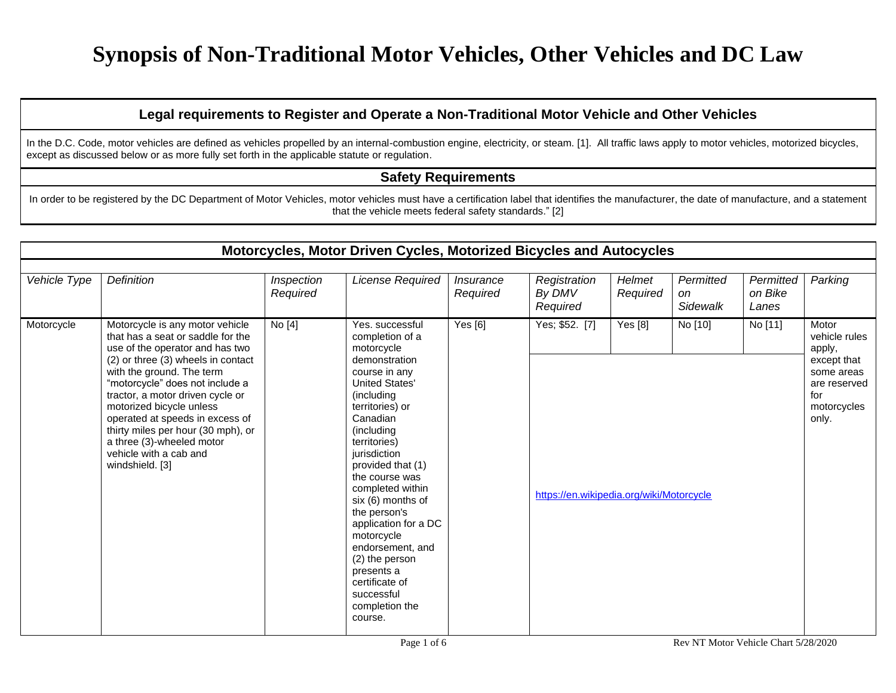# Synopsis of Non-Traditional Motor Vehicles, Other Vehicles and DC Law

## Legal requirements to Register and Operate a Non-Traditional Motor Vehicle and Other Vehicles

In the D.C. Code, motor vehicles are defined as vehicles propelled by an internal-combustion engine, electricity, or steam. [1]. All traffic laws apply to motor vehicles, motorized bicycles, except as discussed below or as more fully set forth in the applicable statute or regulation.

## Safety Requirements

In order to be registered by the DC Department of Motor Vehicles, motor vehicles must have a certification label that identifies the manufacturer, the date of manufacture, and a statement that the vehicle meets federal safety standards." [2]

## Motorcycles, Motor Driven Cycles, Motorized Bicycles and Autocycles

| *Vehicle Type* | *Definition* | *Inspection Required* | *License Required* | *Insurance Required* | *Registration By DMV Required* | *Helmet Required* | *Permitted on Sidewalk* | *Permitted on Bike Lanes* | *Parking* |
|---|---|---|---|---|---|---|---|---|---|
| Motorcycle | Motorcycle is any motor vehicle that has a seat or saddle for the use of the operator and has two (2) or three (3) wheels in contact with the ground. The term "motorcycle" does not include a tractor, a motor driven cycle or motorized bicycle unless operated at speeds in excess of thirty miles per hour (30 mph), or a three (3)-wheeled motor vehicle with a cab and windshield. [3] | No [4] | Yes. successful completion of a motorcycle demonstration course in any United States' (including territories) or Canadian (including territories) jurisdiction provided that (1) the course was completed within six (6) months of the person's application for a DC motorcycle endorsement, and (2) the person presents a certificate of successful completion the course. | Yes [6] | Yes; $52. [7] | Yes [8] | No [10] | No [11] | Motor vehicle rules apply, except that some areas are reserved for motorcycles only. |
| | | | | | https://en.wikipedia.org/wiki/Motorcycle | | | | |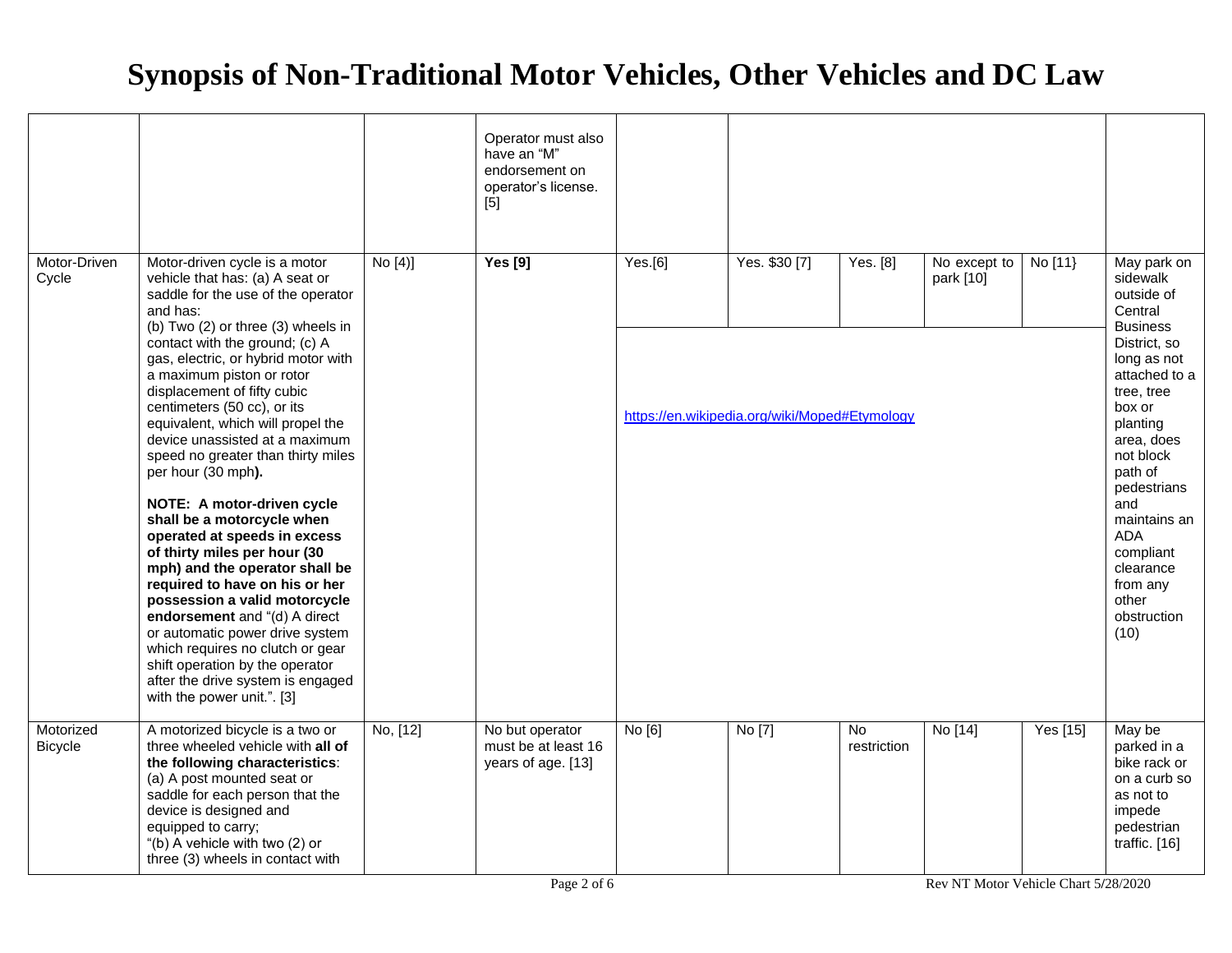# Synopsis of Non-Traditional Motor Vehicles, Other Vehicles and DC Law

| | | | | | | | | | |
|---|---|---|---|---|---|---|---|---|---|
| | | | Operator must also have an "M" endorsement on operator's license. [5] | | | | | | |
| Motor-Driven Cycle | Motor-driven cycle is a motor vehicle that has: (a) A seat or saddle for the use of the operator and has: (b) Two (2) or three (3) wheels in contact with the ground; (c) A gas, electric, or hybrid motor with a maximum piston or rotor displacement of fifty cubic centimeters (50 cc), or its equivalent, which will propel the device unassisted at a maximum speed no greater than thirty miles per hour (30 mph**).** **NOTE: A motor-driven cycle shall be a motorcycle when operated at speeds in excess of thirty miles per hour (30 mph) and the operator shall be required to have on his or her possession a valid motorcycle endorsement** and "(d) A direct or automatic power drive system which requires no clutch or gear shift operation by the operator after the drive system is engaged with the power unit.". [3] | No [4)] | **Yes [9]** | Yes.[6] | Yes. $30 [7] | Yes. [8] | No except to park [10] | No [11} | May park on sidewalk outside of Central Business District, so long as not attached to a tree, tree box or planting area, does not block path of pedestrians and maintains an ADA compliant clearance from any other obstruction (10) |
| | | | | https://en.wikipedia.org/wiki/Moped#Etymology | | | | | |
| Motorized Bicycle | A motorized bicycle is a two or three wheeled vehicle with **all of the following characteristics**: (a) A post mounted seat or saddle for each person that the device is designed and equipped to carry; "(b) A vehicle with two (2) or three (3) wheels in contact with | No, [12] | No but operator must be at least 16 years of age. [13] | No [6] | No [7] | No restriction | No [14] | Yes [15] | May be parked in a bike rack or on a curb so as not to impede pedestrian traffic. [16] |

Rev NT Motor Vehicle Chart 5/28/2020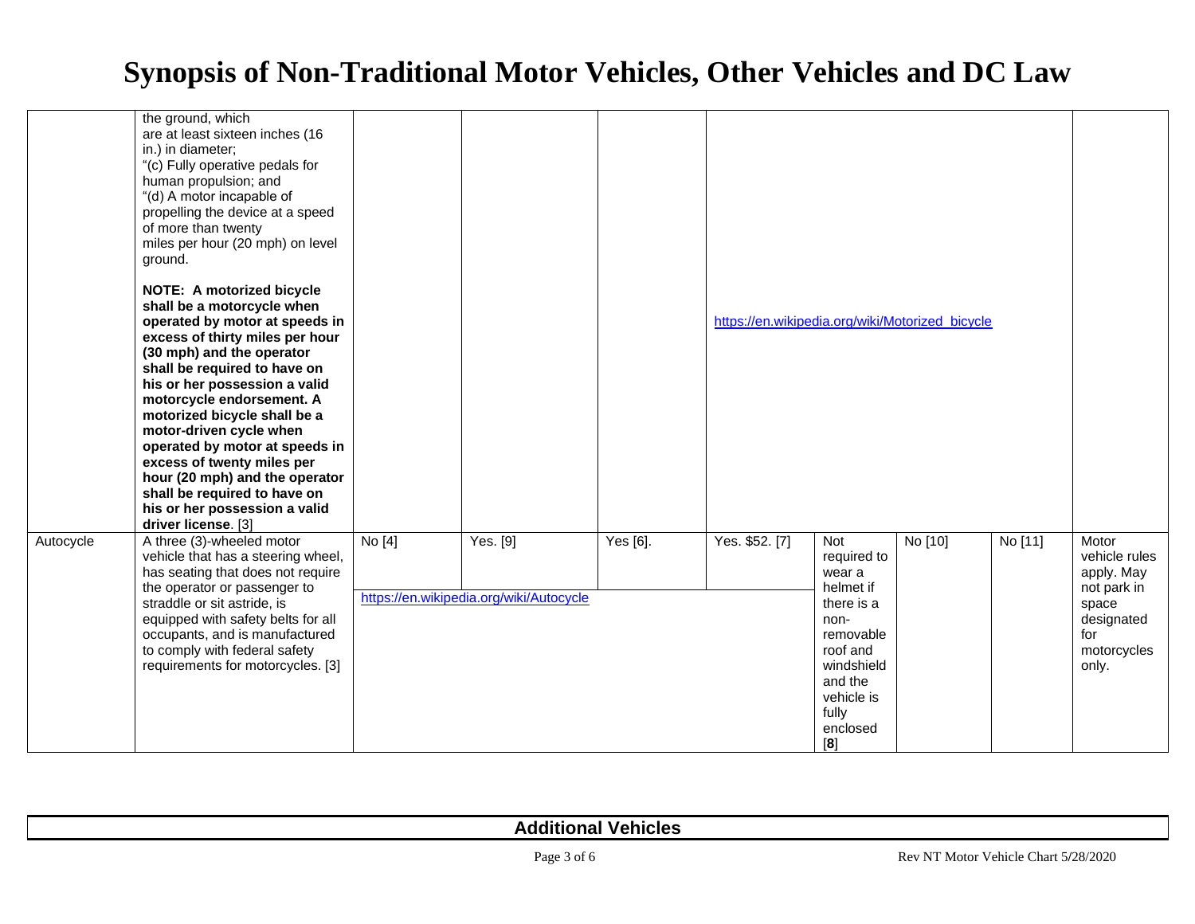# Synopsis of Non-Traditional Motor Vehicles, Other Vehicles and DC Law

| | | | | | | | | | |
|---|---|---|---|---|---|---|---|---|---|
| | the ground, which are at least sixteen inches (16 in.) in diameter;<br>"(c) Fully operative pedals for human propulsion; and<br>"(d) A motor incapable of propelling the device at a speed of more than twenty miles per hour (20 mph) on level ground.<br><br>**NOTE: A motorized bicycle shall be a motorcycle when operated by motor at speeds in excess of thirty miles per hour (30 mph) and the operator shall be required to have on his or her possession a valid motorcycle endorsement. A motorized bicycle shall be a motor-driven cycle when operated by motor at speeds in excess of twenty miles per hour (20 mph) and the operator shall be required to have on his or her possession a valid driver license**. [3] | | | | https://en.wikipedia.org/wiki/Motorized_bicycle | | | | |
| Autocycle | A three (3)-wheeled motor vehicle that has a steering wheel, has seating that does not require the operator or passenger to straddle or sit astride, is equipped with safety belts for all occupants, and is manufactured to comply with federal safety requirements for motorcycles. [3] | No [4]<br><br>https://en.wikipedia.org/wiki/Autocycle | Yes. [9] | Yes [6]. | Yes. $52. [7] | Not required to wear a helmet if there is a non-removable roof and windshield and the vehicle is fully enclosed [**8**] | No [10] | No [11] | Motor vehicle rules apply. May not park in space designated for motorcycles only. |

**Additional Vehicles**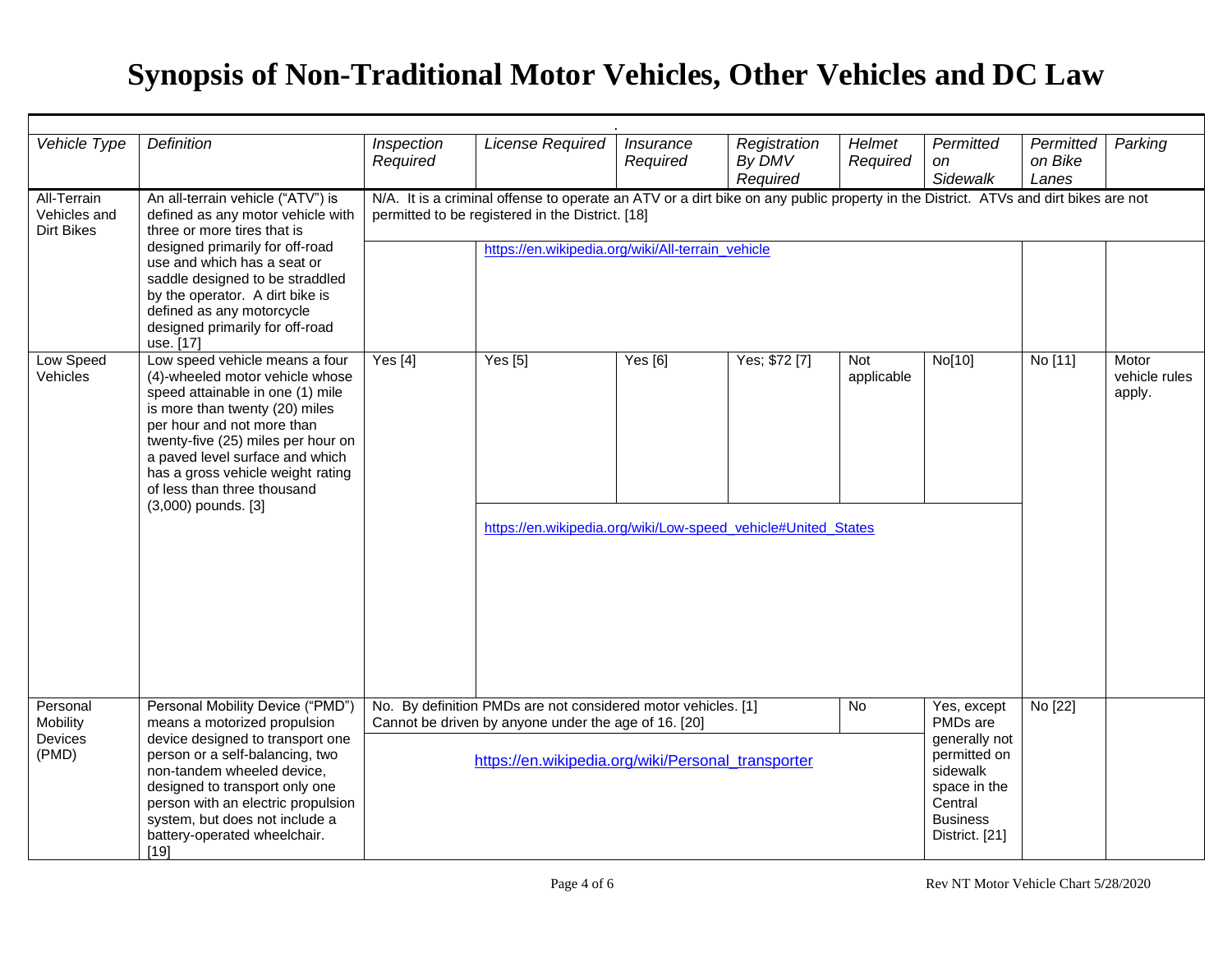# Synopsis of Non-Traditional Motor Vehicles, Other Vehicles and DC Law

| *Vehicle Type* | *Definition* | *Inspection Required* | *License Required* | *Insurance Required* | *Registration By DMV Required* | *Helmet Required* | *Permitted on Sidewalk* | *Permitted on Bike Lanes* | *Parking* |
|---|---|---|---|---|---|---|---|---|---|
| All-Terrain Vehicles and Dirt Bikes | An all-terrain vehicle ("ATV") is defined as any motor vehicle with three or more tires that is designed primarily for off-road use and which has a seat or saddle designed to be straddled by the operator. A dirt bike is defined as any motorcycle designed primarily for off-road use. [17] | N/A. It is a criminal offense to operate an ATV or a dirt bike on any public property in the District. ATVs and dirt bikes are not permitted to be registered in the District. [18] https://en.wikipedia.org/wiki/All-terrain_vehicle | | | | | | | |
| Low Speed Vehicles | Low speed vehicle means a four (4)-wheeled motor vehicle whose speed attainable in one (1) mile is more than twenty (20) miles per hour and not more than twenty-five (25) miles per hour on a paved level surface and which has a gross vehicle weight rating of less than three thousand (3,000) pounds. [3] | Yes [4] | Yes [5] https://en.wikipedia.org/wiki/Low-speed_vehicle#United_States | Yes [6] | Yes; $72 [7] | Not applicable | No[10] | No [11] | Motor vehicle rules apply. |
| Personal Mobility Devices (PMD) | Personal Mobility Device ("PMD") means a motorized propulsion device designed to transport one person or a self-balancing, two non-tandem wheeled device, designed to transport only one person with an electric propulsion system, but does not include a battery-operated wheelchair. [19] | No. By definition PMDs are not considered motor vehicles. [1] Cannot be driven by anyone under the age of 16. [20] https://en.wikipedia.org/wiki/Personal_transporter | | | | No | Yes, except PMDs are generally not permitted on sidewalk space in the Central Business District. [21] | No [22] | |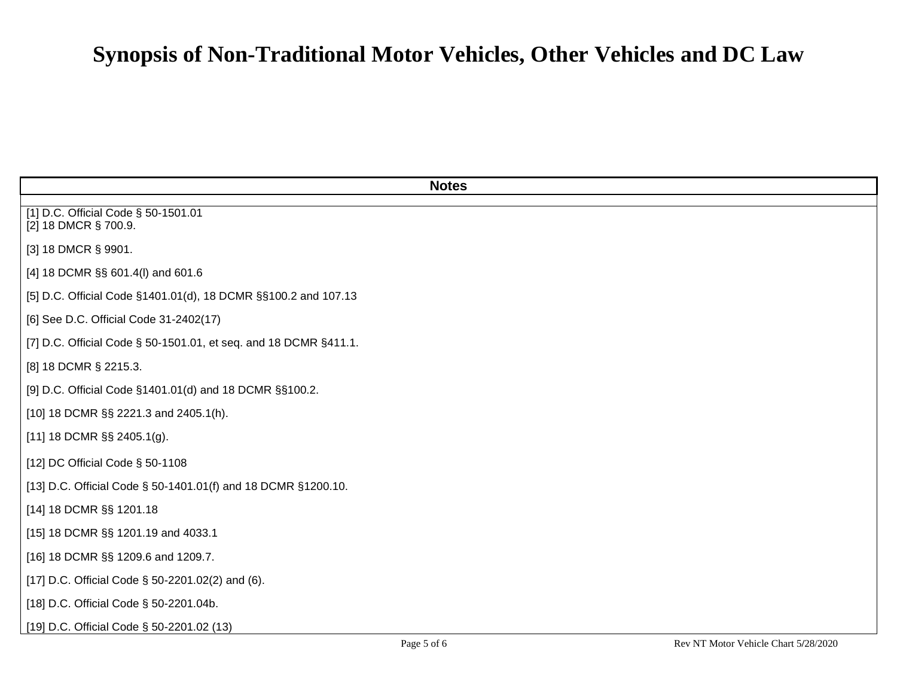# Synopsis of Non-Traditional Motor Vehicles, Other Vehicles and DC Law

| Notes |
| --- |
| [1] D.C. Official Code § 50-1501.01 |
| [2] 18 DMCR § 700.9. |
| [3] 18 DMCR § 9901. |
| [4] 18 DCMR §§ 601.4(l) and 601.6 |
| [5] D.C. Official Code §1401.01(d), 18 DCMR §§100.2 and 107.13 |
| [6] See D.C. Official Code 31-2402(17) |
| [7] D.C. Official Code § 50-1501.01, et seq. and 18 DCMR §411.1. |
| [8] 18 DCMR § 2215.3. |
| [9] D.C. Official Code §1401.01(d) and 18 DCMR §§100.2. |
| [10] 18 DCMR §§ 2221.3 and 2405.1(h). |
| [11] 18 DCMR §§ 2405.1(g). |
| [12] DC Official Code § 50-1108 |
| [13] D.C. Official Code § 50-1401.01(f) and 18 DCMR §1200.10. |
| [14] 18 DCMR §§ 1201.18 |
| [15] 18 DCMR §§ 1201.19 and 4033.1 |
| [16] 18 DCMR §§ 1209.6 and 1209.7. |
| [17] D.C. Official Code § 50-2201.02(2) and (6). |
| [18] D.C. Official Code § 50-2201.04b. |
| [19] D.C. Official Code § 50-2201.02 (13) |

Rev NT Motor Vehicle Chart 5/28/2020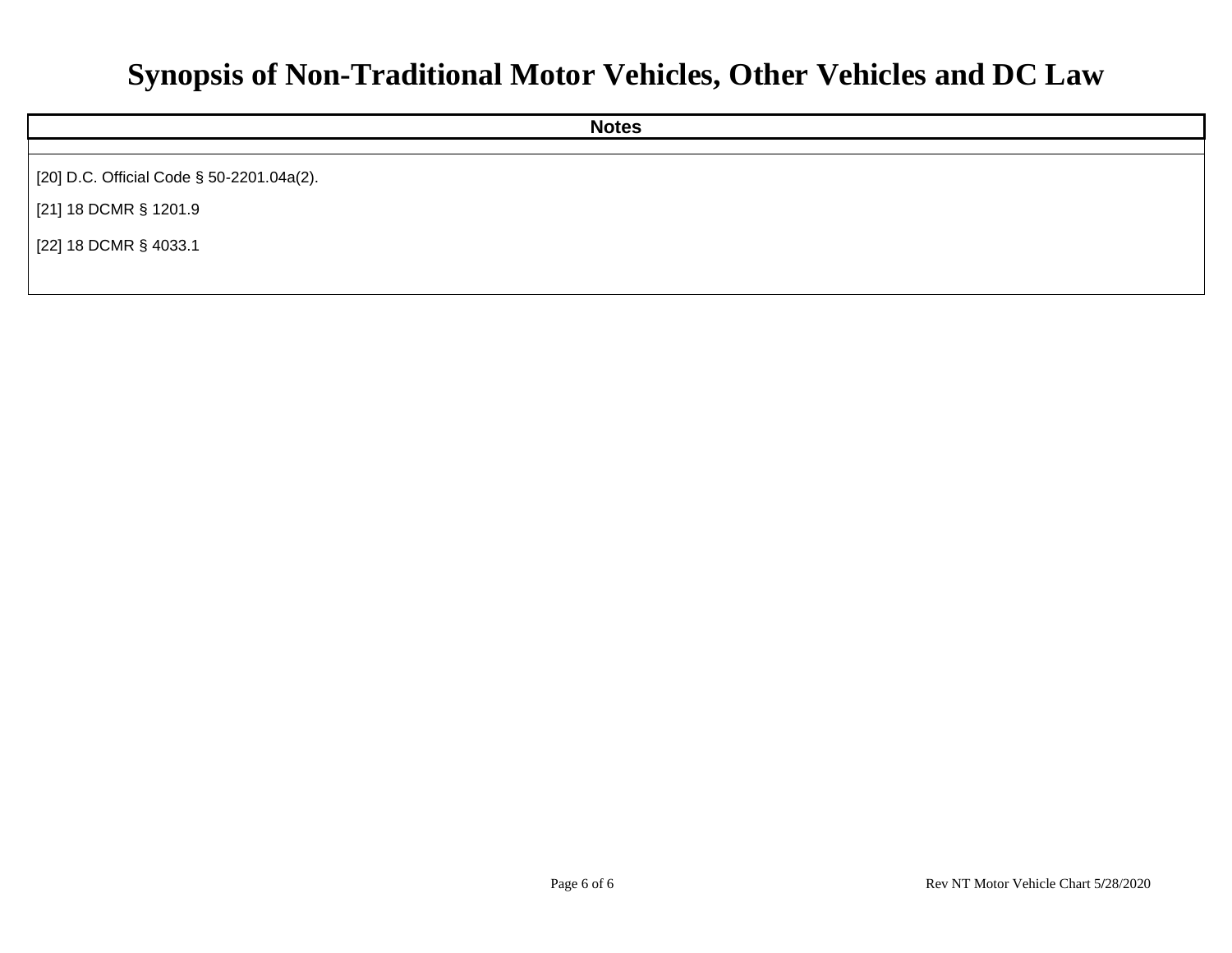# Synopsis of Non-Traditional Motor Vehicles, Other Vehicles and DC Law

| Notes |
| --- |
| [20] D.C. Official Code § 50-2201.04a(2). |
| [21] 18 DCMR § 1201.9 |
| [22] 18 DCMR § 4033.1 |

Rev NT Motor Vehicle Chart 5/28/2020